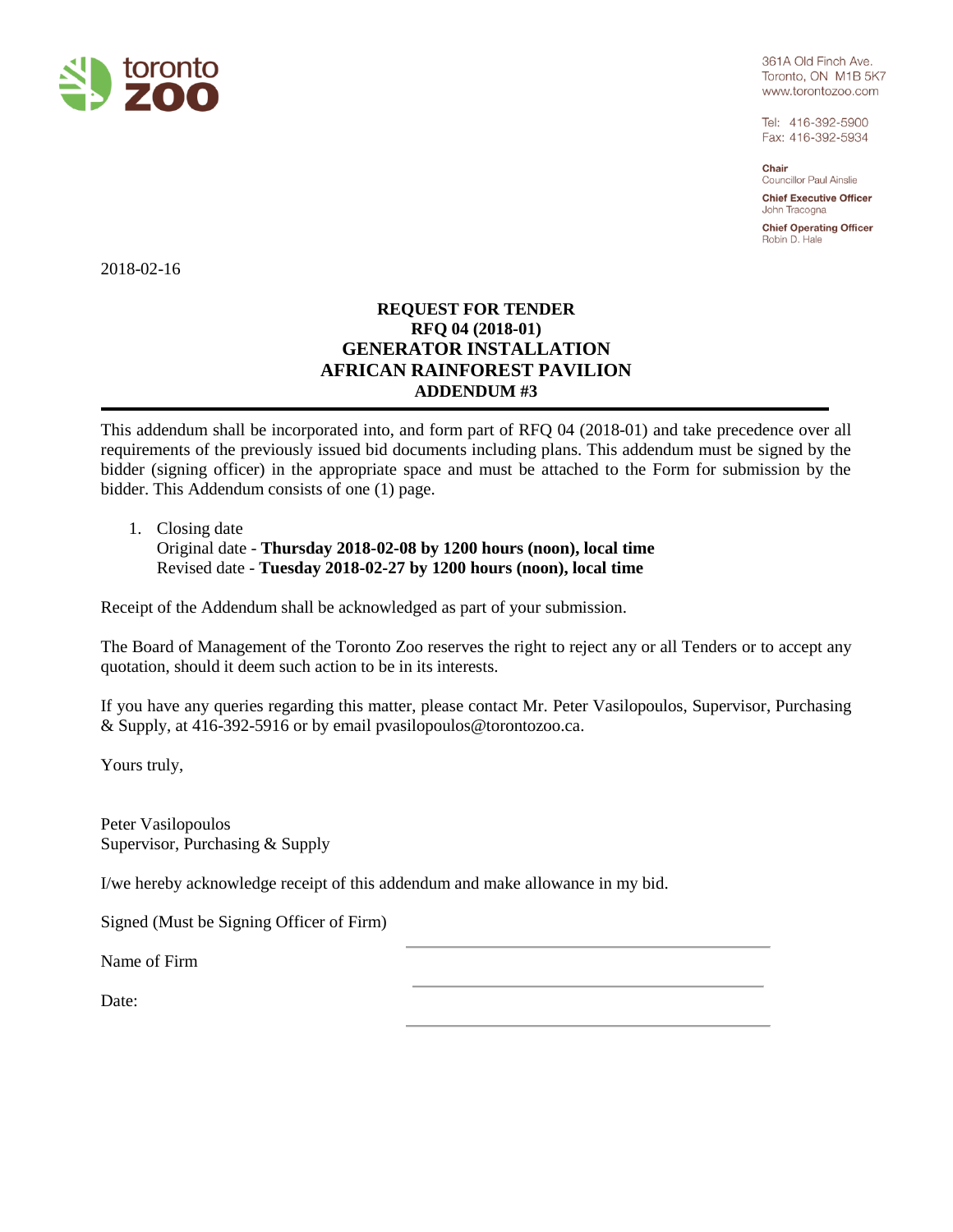toronto zoo

361A Old Finch Ave.
Toronto, ON M1B 5K7
www.torontozoo.com

Tel: 416-392-5900
Fax: 416-392-5934

**Chair**
Councillor Paul Ainslie

**Chief Executive Officer**
John Tracogna

**Chief Operating Officer**
Robin D. Hale

2018-02-16

# REQUEST FOR TENDER
## RFQ 04 (2018-01)
## GENERATOR INSTALLATION
## AFRICAN RAINFOREST PAVILION
## ADDENDUM #3

---

This addendum shall be incorporated into, and form part of RFQ 04 (2018-01) and take precedence over all requirements of the previously issued bid documents including plans. This addendum must be signed by the bidder (signing officer) in the appropriate space and must be attached to the Form for submission by the bidder. This Addendum consists of one (1) page.

1. Closing date
   Original date - **Thursday 2018-02-08 by 1200 hours (noon), local time**
   Revised date - **Tuesday 2018-02-27 by 1200 hours (noon), local time**

Receipt of the Addendum shall be acknowledged as part of your submission.

The Board of Management of the Toronto Zoo reserves the right to reject any or all Tenders or to accept any quotation, should it deem such action to be in its interests.

If you have any queries regarding this matter, please contact Mr. Peter Vasilopoulos, Supervisor, Purchasing & Supply, at 416-392-5916 or by email pvasilopoulos@torontozoo.ca.

Yours truly,

Peter Vasilopoulos
Supervisor, Purchasing & Supply

I/we hereby acknowledge receipt of this addendum and make allowance in my bid.

Signed (Must be Signing Officer of Firm) ______________________________

Name of Firm ______________________________

Date: ______________________________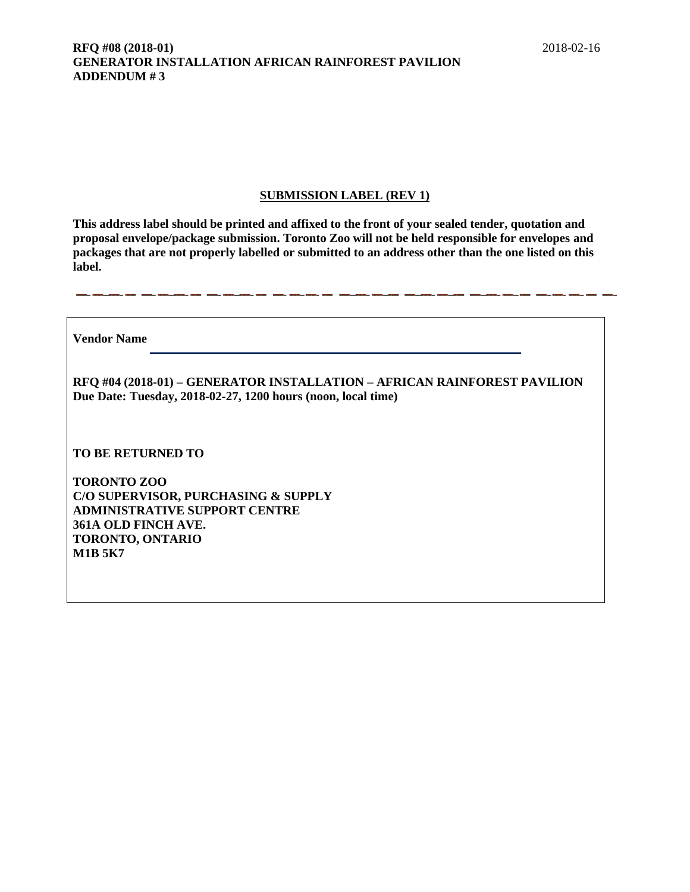**RFQ #08 (2018-01)** 2018-02-16
**GENERATOR INSTALLATION AFRICAN RAINFOREST PAVILION**
**ADDENDUM # 3**

## SUBMISSION LABEL (REV 1)

**This address label should be printed and affixed to the front of your sealed tender, quotation and proposal envelope/package submission. Toronto Zoo will not be held responsible for envelopes and packages that are not properly labelled or submitted to an address other than the one listed on this label.**

---

**Vendor Name** ____________________________________________

**RFQ #04 (2018-01) – GENERATOR INSTALLATION – AFRICAN RAINFOREST PAVILION**
**Due Date: Tuesday, 2018-02-27, 1200 hours (noon, local time)**

**TO BE RETURNED TO**

**TORONTO ZOO**
**C/O SUPERVISOR, PURCHASING & SUPPLY**
**ADMINISTRATIVE SUPPORT CENTRE**
**361A OLD FINCH AVE.**
**TORONTO, ONTARIO**
**M1B 5K7**